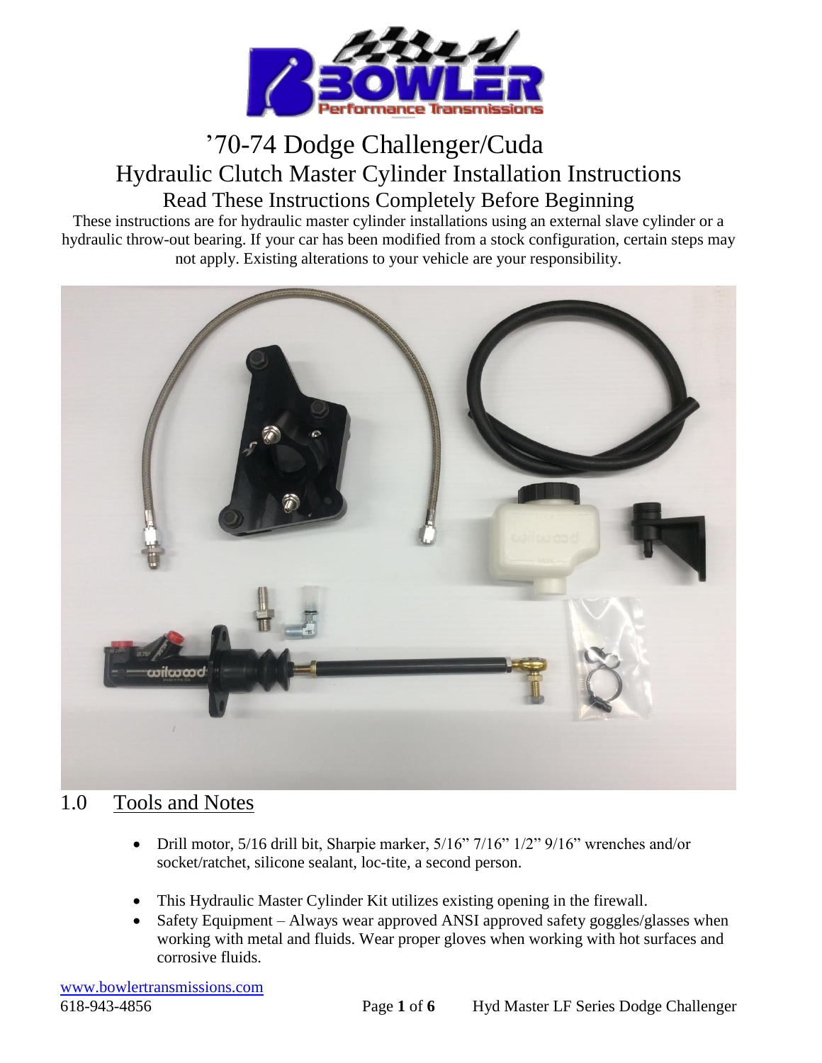# ’70-74 Dodge Challenger/Cuda

## Hydraulic Clutch Master Cylinder Installation Instructions

### Read These Instructions Completely Before Beginning

These instructions are for hydraulic master cylinder installations using an external slave cylinder or a hydraulic throw-out bearing. If your car has been modified from a stock configuration, certain steps may not apply. Existing alterations to your vehicle are your responsibility.

## 1.0 Tools and Notes

- Drill motor, 5/16 drill bit, Sharpie marker, 5/16” 7/16” 1/2” 9/16” wrenches and/or socket/ratchet, silicone sealant, loc-tite, a second person.
- This Hydraulic Master Cylinder Kit utilizes existing opening in the firewall.
- Safety Equipment – Always wear approved ANSI approved safety goggles/glasses when working with metal and fluids. Wear proper gloves when working with hot surfaces and corrosive fluids.

www.bowlertransmissions.com
618-943-4856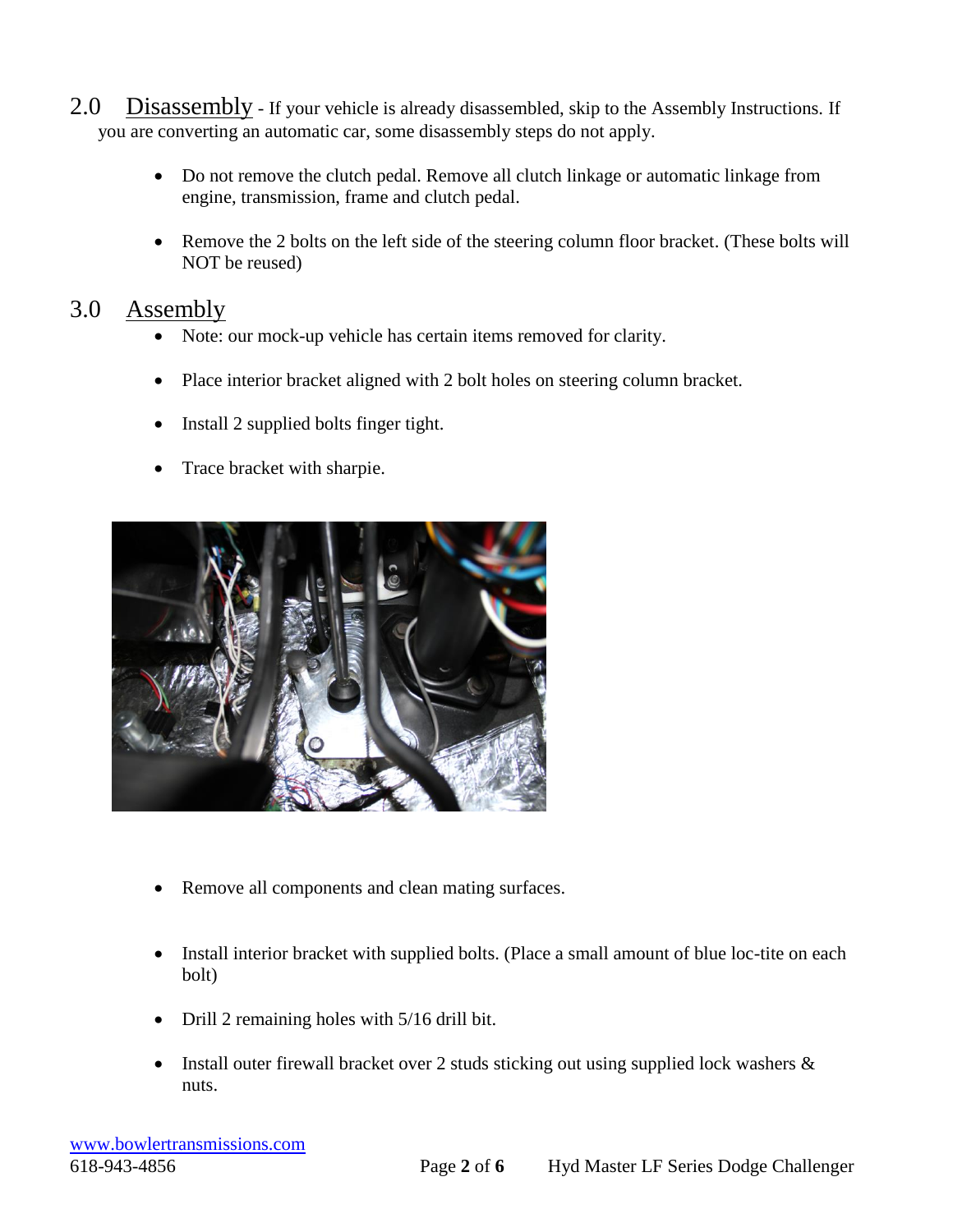## 2.0 Disassembly

- If your vehicle is already disassembled, skip to the Assembly Instructions. If you are converting an automatic car, some disassembly steps do not apply.

- Do not remove the clutch pedal. Remove all clutch linkage or automatic linkage from engine, transmission, frame and clutch pedal.
- Remove the 2 bolts on the left side of the steering column floor bracket. (These bolts will NOT be reused)

## 3.0 Assembly

- Note: our mock-up vehicle has certain items removed for clarity.
- Place interior bracket aligned with 2 bolt holes on steering column bracket.
- Install 2 supplied bolts finger tight.
- Trace bracket with sharpie.

- Remove all components and clean mating surfaces.
- Install interior bracket with supplied bolts. (Place a small amount of blue loc-tite on each bolt)
- Drill 2 remaining holes with 5/16 drill bit.
- Install outer firewall bracket over 2 studs sticking out using supplied lock washers & nuts.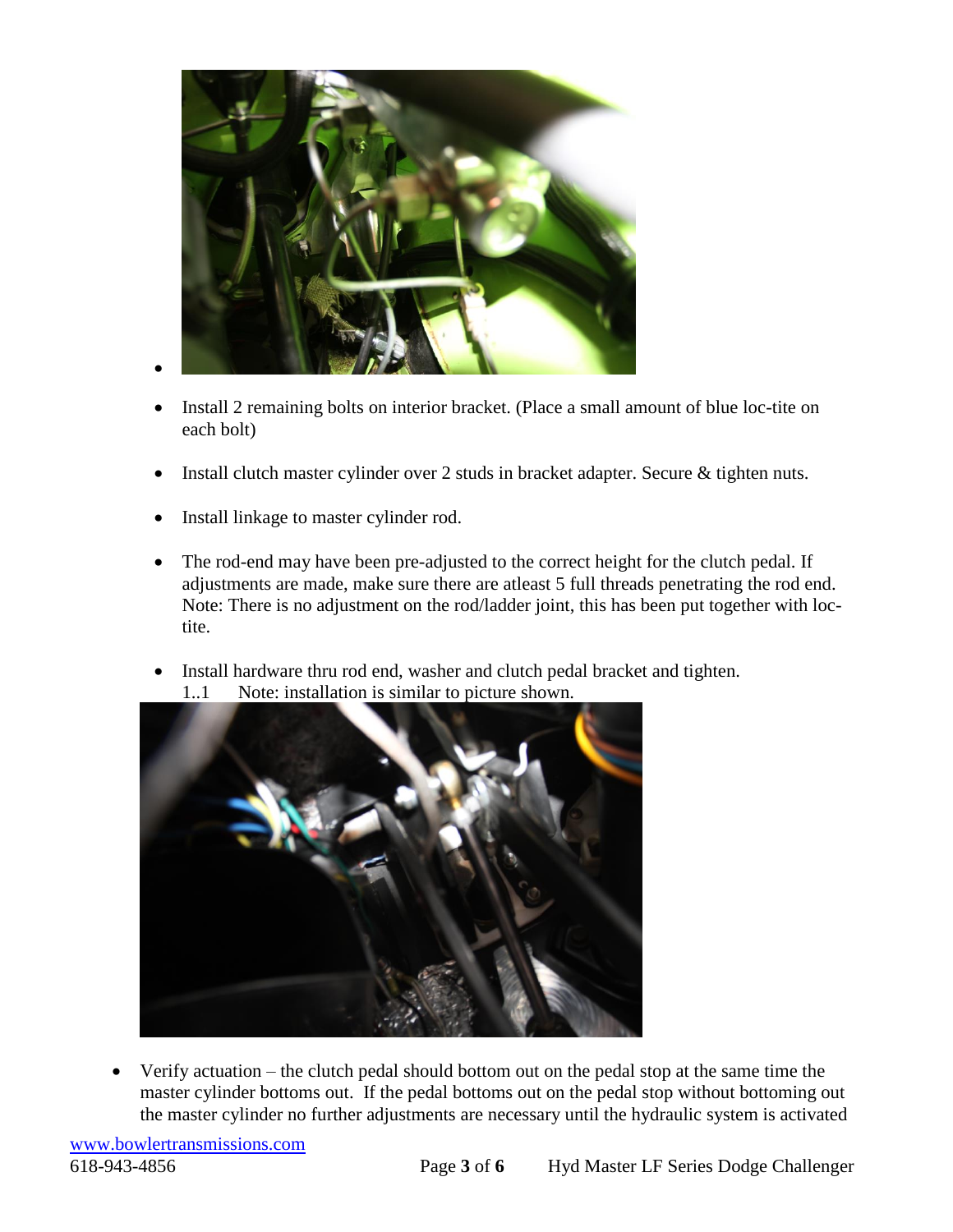- Install 2 remaining bolts on interior bracket. (Place a small amount of blue loc-tite on each bolt)

- Install clutch master cylinder over 2 studs in bracket adapter. Secure & tighten nuts.

- Install linkage to master cylinder rod.

- The rod-end may have been pre-adjusted to the correct height for the clutch pedal. If adjustments are made, make sure there are atleast 5 full threads penetrating the rod end. Note: There is no adjustment on the rod/ladder joint, this has been put together with loc-tite.

- Install hardware thru rod end, washer and clutch pedal bracket and tighten.
  1..1 Note: installation is similar to picture shown.

- Verify actuation – the clutch pedal should bottom out on the pedal stop at the same time the master cylinder bottoms out. If the pedal bottoms out on the pedal stop without bottoming out the master cylinder no further adjustments are necessary until the hydraulic system is activated

www.bowlertransmissions.com
618-943-4856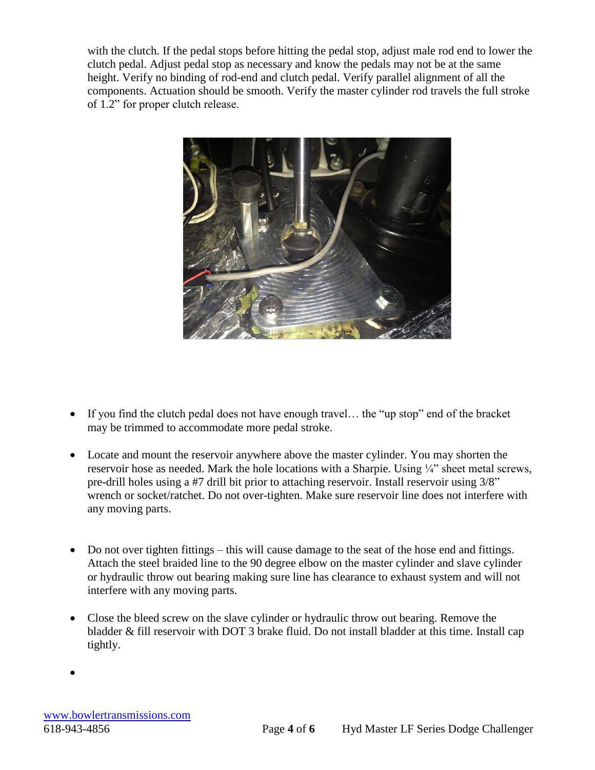with the clutch. If the pedal stops before hitting the pedal stop, adjust male rod end to lower the clutch pedal. Adjust pedal stop as necessary and know the pedals may not be at the same height. Verify no binding of rod-end and clutch pedal. Verify parallel alignment of all the components. Actuation should be smooth. Verify the master cylinder rod travels the full stroke of 1.2" for proper clutch release.

- If you find the clutch pedal does not have enough travel… the "up stop" end of the bracket may be trimmed to accommodate more pedal stroke.

- Locate and mount the reservoir anywhere above the master cylinder. You may shorten the reservoir hose as needed. Mark the hole locations with a Sharpie. Using ¼" sheet metal screws, pre-drill holes using a #7 drill bit prior to attaching reservoir. Install reservoir using 3/8" wrench or socket/ratchet. Do not over-tighten. Make sure reservoir line does not interfere with any moving parts.

- Do not over tighten fittings – this will cause damage to the seat of the hose end and fittings. Attach the steel braided line to the 90 degree elbow on the master cylinder and slave cylinder or hydraulic throw out bearing making sure line has clearance to exhaust system and will not interfere with any moving parts.

- Close the bleed screw on the slave cylinder or hydraulic throw out bearing. Remove the bladder & fill reservoir with DOT 3 brake fluid. Do not install bladder at this time. Install cap tightly.

-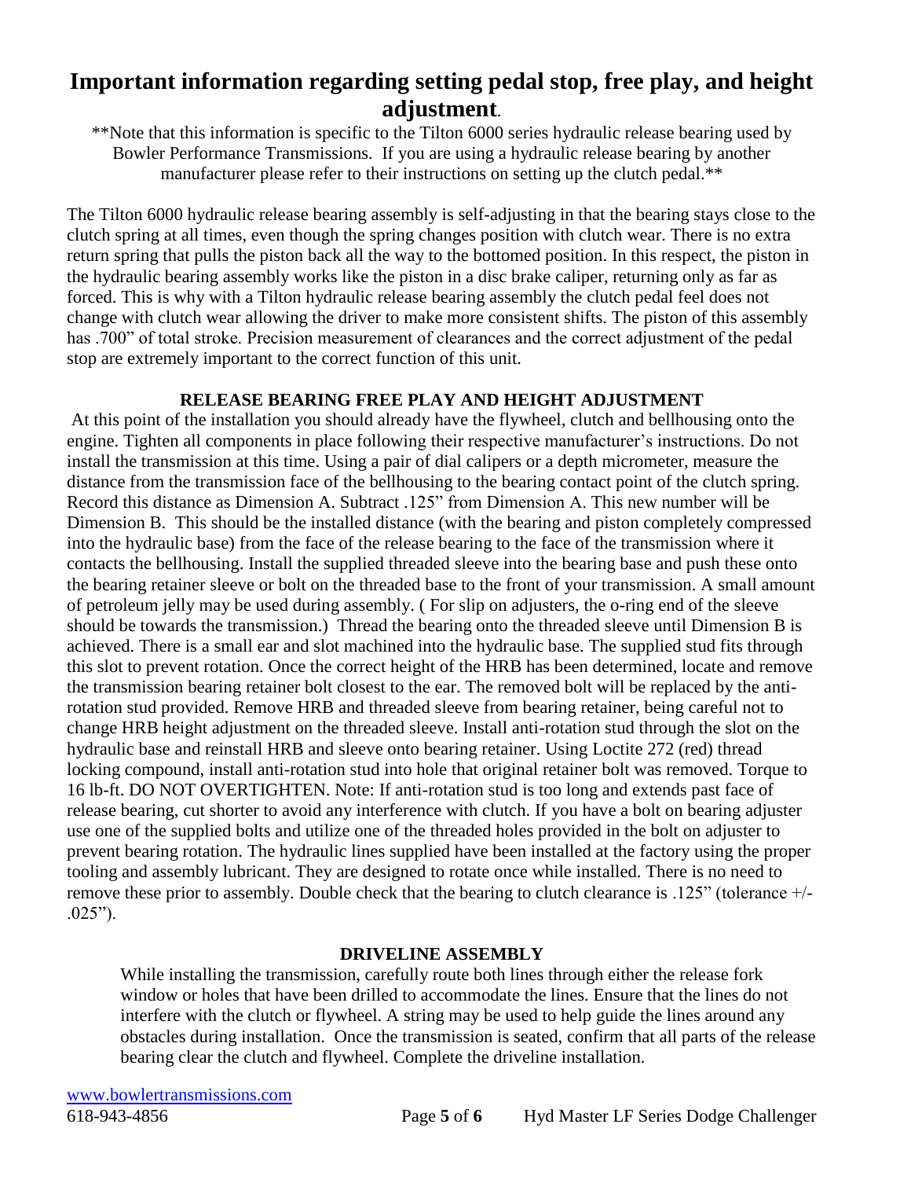# Important information regarding setting pedal stop, free play, and height adjustment.

**Note that this information is specific to the Tilton 6000 series hydraulic release bearing used by Bowler Performance Transmissions. If you are using a hydraulic release bearing by another manufacturer please refer to their instructions on setting up the clutch pedal.**

The Tilton 6000 hydraulic release bearing assembly is self-adjusting in that the bearing stays close to the clutch spring at all times, even though the spring changes position with clutch wear. There is no extra return spring that pulls the piston back all the way to the bottomed position. In this respect, the piston in the hydraulic bearing assembly works like the piston in a disc brake caliper, returning only as far as forced. This is why with a Tilton hydraulic release bearing assembly the clutch pedal feel does not change with clutch wear allowing the driver to make more consistent shifts. The piston of this assembly has .700" of total stroke. Precision measurement of clearances and the correct adjustment of the pedal stop are extremely important to the correct function of this unit.

### RELEASE BEARING FREE PLAY AND HEIGHT ADJUSTMENT

At this point of the installation you should already have the flywheel, clutch and bellhousing onto the engine. Tighten all components in place following their respective manufacturer's instructions. Do not install the transmission at this time. Using a pair of dial calipers or a depth micrometer, measure the distance from the transmission face of the bellhousing to the bearing contact point of the clutch spring. Record this distance as Dimension A. Subtract .125" from Dimension A. This new number will be Dimension B. This should be the installed distance (with the bearing and piston completely compressed into the hydraulic base) from the face of the release bearing to the face of the transmission where it contacts the bellhousing. Install the supplied threaded sleeve into the bearing base and push these onto the bearing retainer sleeve or bolt on the threaded base to the front of your transmission. A small amount of petroleum jelly may be used during assembly. ( For slip on adjusters, the o-ring end of the sleeve should be towards the transmission.) Thread the bearing onto the threaded sleeve until Dimension B is achieved. There is a small ear and slot machined into the hydraulic base. The supplied stud fits through this slot to prevent rotation. Once the correct height of the HRB has been determined, locate and remove the transmission bearing retainer bolt closest to the ear. The removed bolt will be replaced by the anti-rotation stud provided. Remove HRB and threaded sleeve from bearing retainer, being careful not to change HRB height adjustment on the threaded sleeve. Install anti-rotation stud through the slot on the hydraulic base and reinstall HRB and sleeve onto bearing retainer. Using Loctite 272 (red) thread locking compound, install anti-rotation stud into hole that original retainer bolt was removed. Torque to 16 lb-ft. DO NOT OVERTIGHTEN. Note: If anti-rotation stud is too long and extends past face of release bearing, cut shorter to avoid any interference with clutch. If you have a bolt on bearing adjuster use one of the supplied bolts and utilize one of the threaded holes provided in the bolt on adjuster to prevent bearing rotation. The hydraulic lines supplied have been installed at the factory using the proper tooling and assembly lubricant. They are designed to rotate once while installed. There is no need to remove these prior to assembly. Double check that the bearing to clutch clearance is .125" (tolerance +/- .025").

### DRIVELINE ASSEMBLY

While installing the transmission, carefully route both lines through either the release fork window or holes that have been drilled to accommodate the lines. Ensure that the lines do not interfere with the clutch or flywheel. A string may be used to help guide the lines around any obstacles during installation. Once the transmission is seated, confirm that all parts of the release bearing clear the clutch and flywheel. Complete the driveline installation.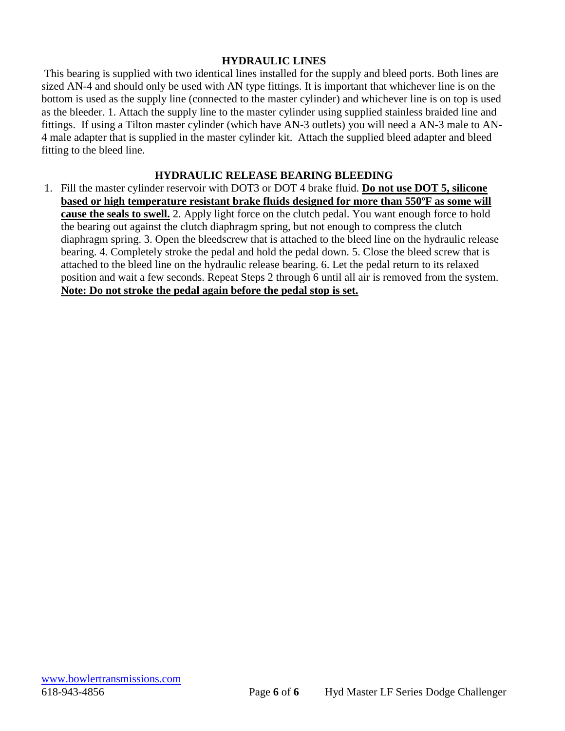## HYDRAULIC LINES

This bearing is supplied with two identical lines installed for the supply and bleed ports. Both lines are sized AN-4 and should only be used with AN type fittings. It is important that whichever line is on the bottom is used as the supply line (connected to the master cylinder) and whichever line is on top is used as the bleeder. 1. Attach the supply line to the master cylinder using supplied stainless braided line and fittings. If using a Tilton master cylinder (which have AN-3 outlets) you will need a AN-3 male to AN-4 male adapter that is supplied in the master cylinder kit. Attach the supplied bleed adapter and bleed fitting to the bleed line.

## HYDRAULIC RELEASE BEARING BLEEDING

1. Fill the master cylinder reservoir with DOT3 or DOT 4 brake fluid. **Do not use DOT 5, silicone based or high temperature resistant brake fluids designed for more than 550ºF as some will cause the seals to swell.** 2. Apply light force on the clutch pedal. You want enough force to hold the bearing out against the clutch diaphragm spring, but not enough to compress the clutch diaphragm spring. 3. Open the bleedscrew that is attached to the bleed line on the hydraulic release bearing. 4. Completely stroke the pedal and hold the pedal down. 5. Close the bleed screw that is attached to the bleed line on the hydraulic release bearing. 6. Let the pedal return to its relaxed position and wait a few seconds. Repeat Steps 2 through 6 until all air is removed from the system. **Note: Do not stroke the pedal again before the pedal stop is set.**